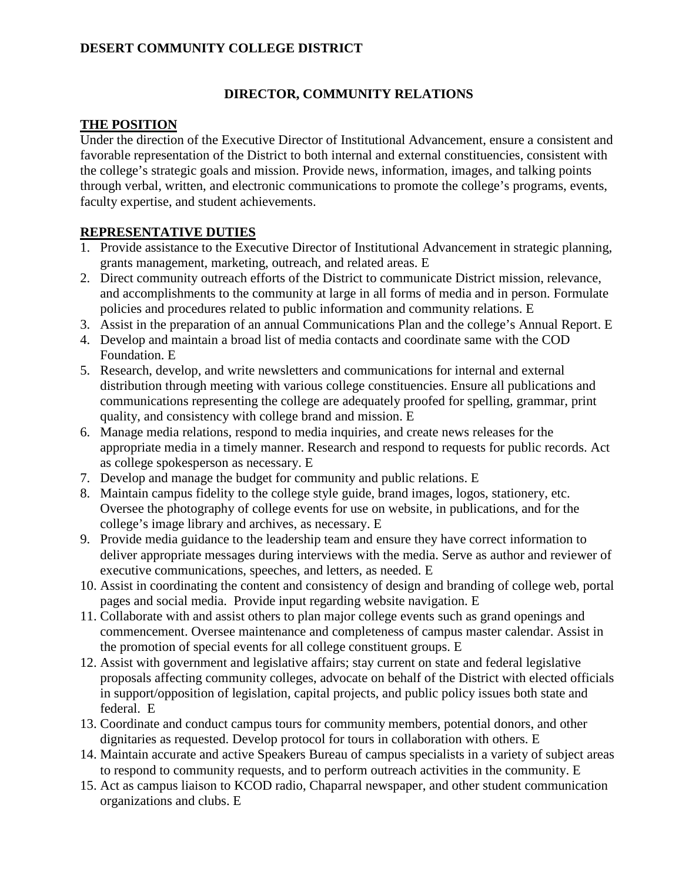**DESERT COMMUNITY COLLEGE DISTRICT**

# DIRECTOR, COMMUNITY RELATIONS

## THE POSITION

Under the direction of the Executive Director of Institutional Advancement, ensure a consistent and favorable representation of the District to both internal and external constituencies, consistent with the college's strategic goals and mission. Provide news, information, images, and talking points through verbal, written, and electronic communications to promote the college's programs, events, faculty expertise, and student achievements.

## REPRESENTATIVE DUTIES

1. Provide assistance to the Executive Director of Institutional Advancement in strategic planning, grants management, marketing, outreach, and related areas. E
2. Direct community outreach efforts of the District to communicate District mission, relevance, and accomplishments to the community at large in all forms of media and in person. Formulate policies and procedures related to public information and community relations. E
3. Assist in the preparation of an annual Communications Plan and the college's Annual Report. E
4. Develop and maintain a broad list of media contacts and coordinate same with the COD Foundation. E
5. Research, develop, and write newsletters and communications for internal and external distribution through meeting with various college constituencies. Ensure all publications and communications representing the college are adequately proofed for spelling, grammar, print quality, and consistency with college brand and mission. E
6. Manage media relations, respond to media inquiries, and create news releases for the appropriate media in a timely manner. Research and respond to requests for public records. Act as college spokesperson as necessary. E
7. Develop and manage the budget for community and public relations. E
8. Maintain campus fidelity to the college style guide, brand images, logos, stationery, etc. Oversee the photography of college events for use on website, in publications, and for the college's image library and archives, as necessary. E
9. Provide media guidance to the leadership team and ensure they have correct information to deliver appropriate messages during interviews with the media. Serve as author and reviewer of executive communications, speeches, and letters, as needed. E
10. Assist in coordinating the content and consistency of design and branding of college web, portal pages and social media. Provide input regarding website navigation. E
11. Collaborate with and assist others to plan major college events such as grand openings and commencement. Oversee maintenance and completeness of campus master calendar. Assist in the promotion of special events for all college constituent groups. E
12. Assist with government and legislative affairs; stay current on state and federal legislative proposals affecting community colleges, advocate on behalf of the District with elected officials in support/opposition of legislation, capital projects, and public policy issues both state and federal. E
13. Coordinate and conduct campus tours for community members, potential donors, and other dignitaries as requested. Develop protocol for tours in collaboration with others. E
14. Maintain accurate and active Speakers Bureau of campus specialists in a variety of subject areas to respond to community requests, and to perform outreach activities in the community. E
15. Act as campus liaison to KCOD radio, Chaparral newspaper, and other student communication organizations and clubs. E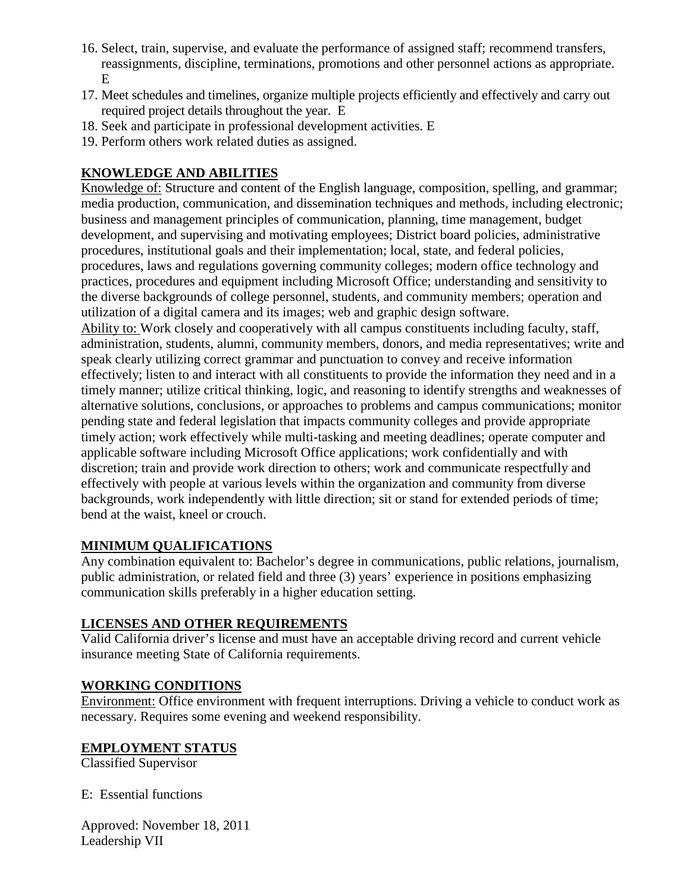16. Select, train, supervise, and evaluate the performance of assigned staff; recommend transfers, reassignments, discipline, terminations, promotions and other personnel actions as appropriate. E
17. Meet schedules and timelines, organize multiple projects efficiently and effectively and carry out required project details throughout the year. E
18. Seek and participate in professional development activities. E
19. Perform others work related duties as assigned.

## KNOWLEDGE AND ABILITIES

Knowledge of: Structure and content of the English language, composition, spelling, and grammar; media production, communication, and dissemination techniques and methods, including electronic; business and management principles of communication, planning, time management, budget development, and supervising and motivating employees; District board policies, administrative procedures, institutional goals and their implementation; local, state, and federal policies, procedures, laws and regulations governing community colleges; modern office technology and practices, procedures and equipment including Microsoft Office; understanding and sensitivity to the diverse backgrounds of college personnel, students, and community members; operation and utilization of a digital camera and its images; web and graphic design software.

Ability to: Work closely and cooperatively with all campus constituents including faculty, staff, administration, students, alumni, community members, donors, and media representatives; write and speak clearly utilizing correct grammar and punctuation to convey and receive information effectively; listen to and interact with all constituents to provide the information they need and in a timely manner; utilize critical thinking, logic, and reasoning to identify strengths and weaknesses of alternative solutions, conclusions, or approaches to problems and campus communications; monitor pending state and federal legislation that impacts community colleges and provide appropriate timely action; work effectively while multi-tasking and meeting deadlines; operate computer and applicable software including Microsoft Office applications; work confidentially and with discretion; train and provide work direction to others; work and communicate respectfully and effectively with people at various levels within the organization and community from diverse backgrounds, work independently with little direction; sit or stand for extended periods of time; bend at the waist, kneel or crouch.

## MINIMUM QUALIFICATIONS

Any combination equivalent to: Bachelor's degree in communications, public relations, journalism, public administration, or related field and three (3) years' experience in positions emphasizing communication skills preferably in a higher education setting.

## LICENSES AND OTHER REQUIREMENTS

Valid California driver's license and must have an acceptable driving record and current vehicle insurance meeting State of California requirements.

## WORKING CONDITIONS

Environment: Office environment with frequent interruptions. Driving a vehicle to conduct work as necessary. Requires some evening and weekend responsibility.

## EMPLOYMENT STATUS

Classified Supervisor

E: Essential functions

Approved: November 18, 2011
Leadership VII